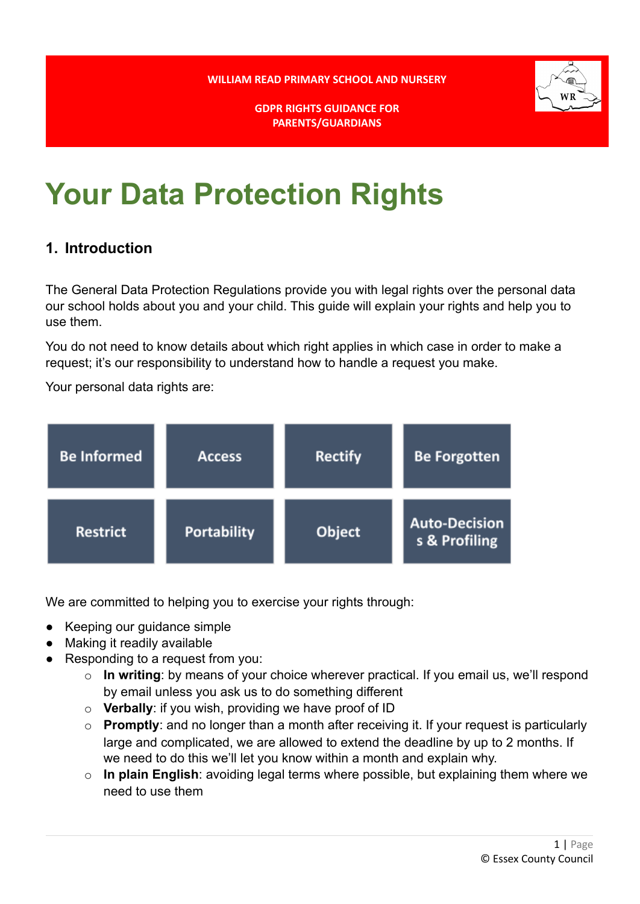WILLIAM READ PRIMARY SCHOOL AND NURSERY

GDPR RIGHTS GUIDANCE FOR PARENTS/GUARDIANS

# Your Data Protection Rights

## 1. Introduction

The General Data Protection Regulations provide you with legal rights over the personal data our school holds about you and your child. This guide will explain your rights and help you to use them.

You do not need to know details about which right applies in which case in order to make a request; it's our responsibility to understand how to handle a request you make.

Your personal data rights are:

| | | | |
|---|---|---|---|
| Be Informed | Access | Rectify | Be Forgotten |
| Restrict | Portability | Object | Auto-Decisions & Profiling |

We are committed to helping you to exercise your rights through:

- Keeping our guidance simple
- Making it readily available
- Responding to a request from you:
  - **In writing**: by means of your choice wherever practical. If you email us, we'll respond by email unless you ask us to do something different
  - **Verbally**: if you wish, providing we have proof of ID
  - **Promptly**: and no longer than a month after receiving it. If your request is particularly large and complicated, we are allowed to extend the deadline by up to 2 months. If we need to do this we'll let you know within a month and explain why.
  - **In plain English**: avoiding legal terms where possible, but explaining them where we need to use them

© Essex County Council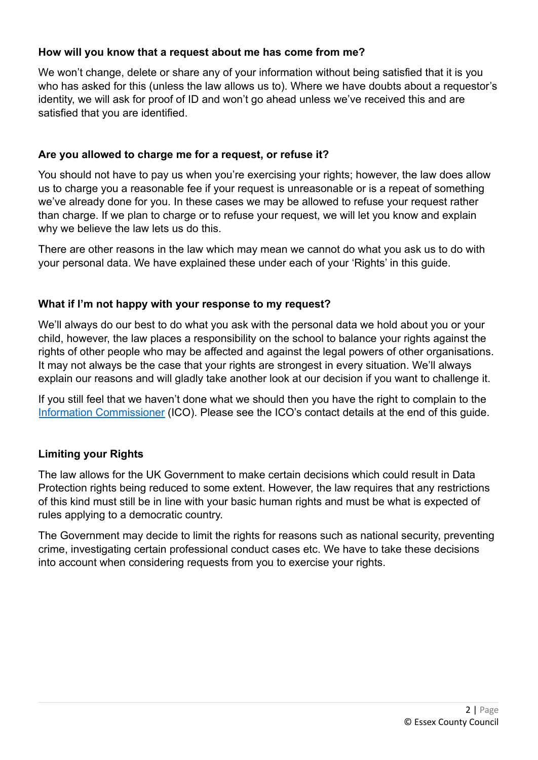**How will you know that a request about me has come from me?**

We won't change, delete or share any of your information without being satisfied that it is you who has asked for this (unless the law allows us to). Where we have doubts about a requestor's identity, we will ask for proof of ID and won't go ahead unless we've received this and are satisfied that you are identified.

**Are you allowed to charge me for a request, or refuse it?**

You should not have to pay us when you're exercising your rights; however, the law does allow us to charge you a reasonable fee if your request is unreasonable or is a repeat of something we've already done for you. In these cases we may be allowed to refuse your request rather than charge. If we plan to charge or to refuse your request, we will let you know and explain why we believe the law lets us do this.

There are other reasons in the law which may mean we cannot do what you ask us to do with your personal data. We have explained these under each of your 'Rights' in this guide.

**What if I'm not happy with your response to my request?**

We'll always do our best to do what you ask with the personal data we hold about you or your child, however, the law places a responsibility on the school to balance your rights against the rights of other people who may be affected and against the legal powers of other organisations. It may not always be the case that your rights are strongest in every situation. We'll always explain our reasons and will gladly take another look at our decision if you want to challenge it.

If you still feel that we haven't done what we should then you have the right to complain to the Information Commissioner (ICO). Please see the ICO's contact details at the end of this guide.

**Limiting your Rights**

The law allows for the UK Government to make certain decisions which could result in Data Protection rights being reduced to some extent. However, the law requires that any restrictions of this kind must still be in line with your basic human rights and must be what is expected of rules applying to a democratic country.

The Government may decide to limit the rights for reasons such as national security, preventing crime, investigating certain professional conduct cases etc. We have to take these decisions into account when considering requests from you to exercise your rights.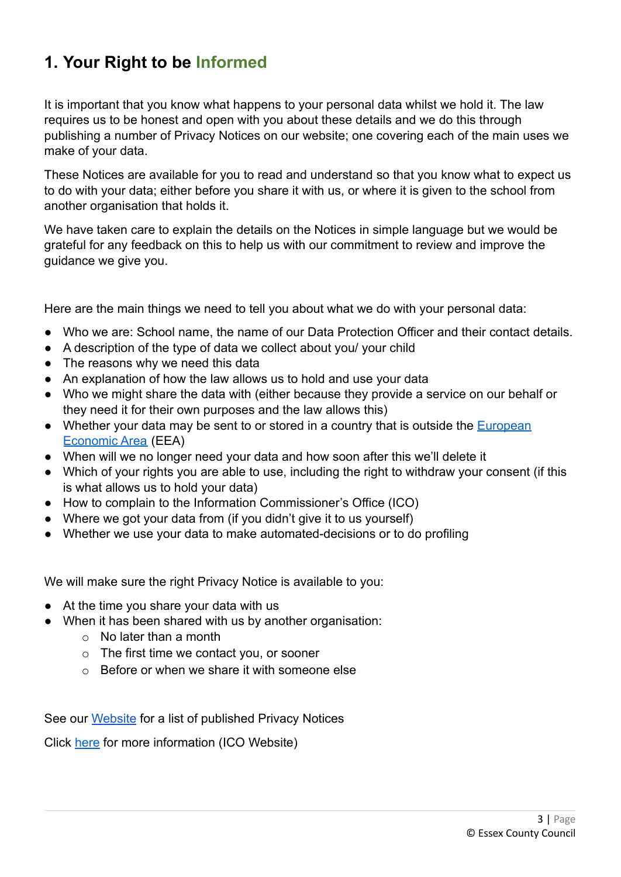## 1. Your Right to be Informed

It is important that you know what happens to your personal data whilst we hold it. The law requires us to be honest and open with you about these details and we do this through publishing a number of Privacy Notices on our website; one covering each of the main uses we make of your data.

These Notices are available for you to read and understand so that you know what to expect us to do with your data; either before you share it with us, or where it is given to the school from another organisation that holds it.

We have taken care to explain the details on the Notices in simple language but we would be grateful for any feedback on this to help us with our commitment to review and improve the guidance we give you.

Here are the main things we need to tell you about what we do with your personal data:

- Who we are: School name, the name of our Data Protection Officer and their contact details.
- A description of the type of data we collect about you/ your child
- The reasons why we need this data
- An explanation of how the law allows us to hold and use your data
- Who we might share the data with (either because they provide a service on our behalf or they need it for their own purposes and the law allows this)
- Whether your data may be sent to or stored in a country that is outside the European Economic Area (EEA)
- When will we no longer need your data and how soon after this we'll delete it
- Which of your rights you are able to use, including the right to withdraw your consent (if this is what allows us to hold your data)
- How to complain to the Information Commissioner's Office (ICO)
- Where we got your data from (if you didn't give it to us yourself)
- Whether we use your data to make automated-decisions or to do profiling

We will make sure the right Privacy Notice is available to you:

- At the time you share your data with us
- When it has been shared with us by another organisation:
  - No later than a month
  - The first time we contact you, or sooner
  - Before or when we share it with someone else

See our Website for a list of published Privacy Notices

Click here for more information (ICO Website)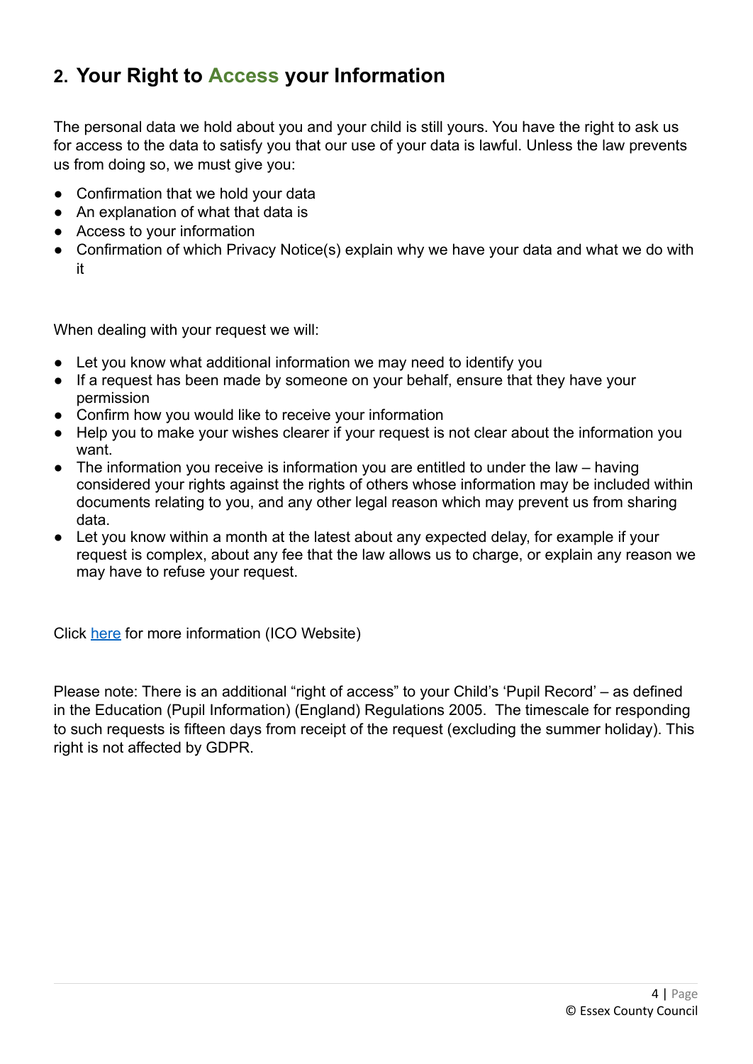## 2. Your Right to Access your Information

The personal data we hold about you and your child is still yours. You have the right to ask us for access to the data to satisfy you that our use of your data is lawful. Unless the law prevents us from doing so, we must give you:

- Confirmation that we hold your data
- An explanation of what that data is
- Access to your information
- Confirmation of which Privacy Notice(s) explain why we have your data and what we do with it

When dealing with your request we will:

- Let you know what additional information we may need to identify you
- If a request has been made by someone on your behalf, ensure that they have your permission
- Confirm how you would like to receive your information
- Help you to make your wishes clearer if your request is not clear about the information you want.
- The information you receive is information you are entitled to under the law – having considered your rights against the rights of others whose information may be included within documents relating to you, and any other legal reason which may prevent us from sharing data.
- Let you know within a month at the latest about any expected delay, for example if your request is complex, about any fee that the law allows us to charge, or explain any reason we may have to refuse your request.

Click here for more information (ICO Website)

Please note: There is an additional "right of access" to your Child's 'Pupil Record' – as defined in the Education (Pupil Information) (England) Regulations 2005. The timescale for responding to such requests is fifteen days from receipt of the request (excluding the summer holiday). This right is not affected by GDPR.

© Essex County Council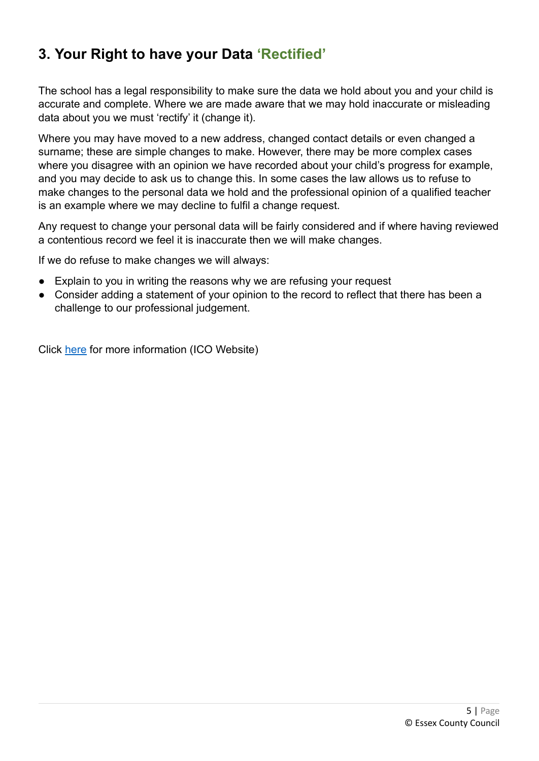## 3. Your Right to have your Data 'Rectified'

The school has a legal responsibility to make sure the data we hold about you and your child is accurate and complete. Where we are made aware that we may hold inaccurate or misleading data about you we must 'rectify' it (change it).

Where you may have moved to a new address, changed contact details or even changed a surname; these are simple changes to make. However, there may be more complex cases where you disagree with an opinion we have recorded about your child's progress for example, and you may decide to ask us to change this. In some cases the law allows us to refuse to make changes to the personal data we hold and the professional opinion of a qualified teacher is an example where we may decline to fulfil a change request.

Any request to change your personal data will be fairly considered and if where having reviewed a contentious record we feel it is inaccurate then we will make changes.

If we do refuse to make changes we will always:

- Explain to you in writing the reasons why we are refusing your request
- Consider adding a statement of your opinion to the record to reflect that there has been a challenge to our professional judgement.

Click here for more information (ICO Website)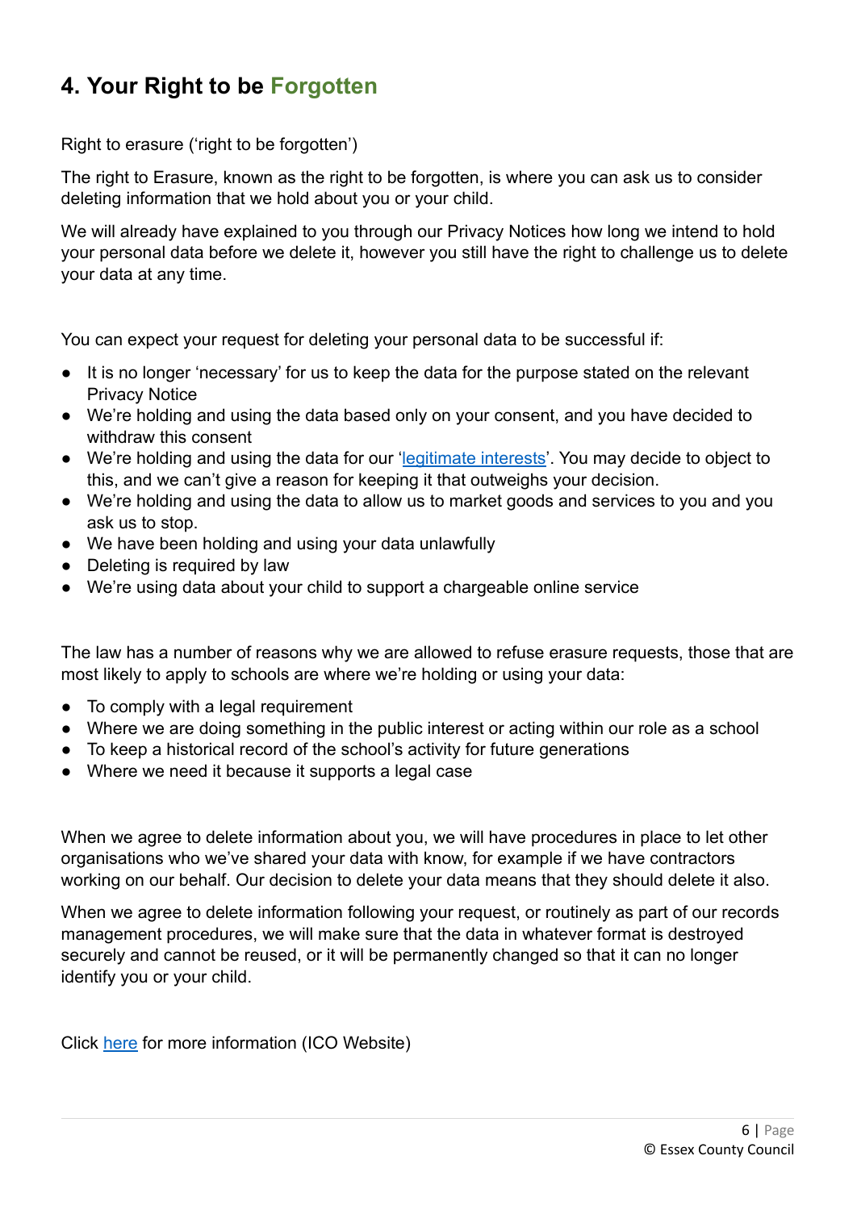## 4. Your Right to be Forgotten

Right to erasure ('right to be forgotten')

The right to Erasure, known as the right to be forgotten, is where you can ask us to consider deleting information that we hold about you or your child.

We will already have explained to you through our Privacy Notices how long we intend to hold your personal data before we delete it, however you still have the right to challenge us to delete your data at any time.

You can expect your request for deleting your personal data to be successful if:

- It is no longer 'necessary' for us to keep the data for the purpose stated on the relevant Privacy Notice
- We're holding and using the data based only on your consent, and you have decided to withdraw this consent
- We're holding and using the data for our 'legitimate interests'. You may decide to object to this, and we can't give a reason for keeping it that outweighs your decision.
- We're holding and using the data to allow us to market goods and services to you and you ask us to stop.
- We have been holding and using your data unlawfully
- Deleting is required by law
- We're using data about your child to support a chargeable online service

The law has a number of reasons why we are allowed to refuse erasure requests, those that are most likely to apply to schools are where we're holding or using your data:

- To comply with a legal requirement
- Where we are doing something in the public interest or acting within our role as a school
- To keep a historical record of the school's activity for future generations
- Where we need it because it supports a legal case

When we agree to delete information about you, we will have procedures in place to let other organisations who we've shared your data with know, for example if we have contractors working on our behalf. Our decision to delete your data means that they should delete it also.

When we agree to delete information following your request, or routinely as part of our records management procedures, we will make sure that the data in whatever format is destroyed securely and cannot be reused, or it will be permanently changed so that it can no longer identify you or your child.

Click here for more information (ICO Website)

© Essex County Council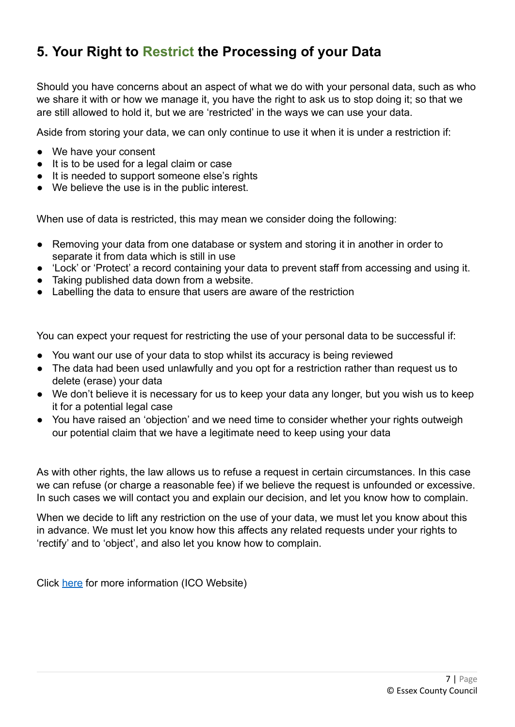## 5. Your Right to Restrict the Processing of your Data

Should you have concerns about an aspect of what we do with your personal data, such as who we share it with or how we manage it, you have the right to ask us to stop doing it; so that we are still allowed to hold it, but we are 'restricted' in the ways we can use your data.

Aside from storing your data, we can only continue to use it when it is under a restriction if:

- We have your consent
- It is to be used for a legal claim or case
- It is needed to support someone else's rights
- We believe the use is in the public interest.

When use of data is restricted, this may mean we consider doing the following:

- Removing your data from one database or system and storing it in another in order to separate it from data which is still in use
- 'Lock' or 'Protect' a record containing your data to prevent staff from accessing and using it.
- Taking published data down from a website.
- Labelling the data to ensure that users are aware of the restriction

You can expect your request for restricting the use of your personal data to be successful if:

- You want our use of your data to stop whilst its accuracy is being reviewed
- The data had been used unlawfully and you opt for a restriction rather than request us to delete (erase) your data
- We don't believe it is necessary for us to keep your data any longer, but you wish us to keep it for a potential legal case
- You have raised an 'objection' and we need time to consider whether your rights outweigh our potential claim that we have a legitimate need to keep using your data

As with other rights, the law allows us to refuse a request in certain circumstances. In this case we can refuse (or charge a reasonable fee) if we believe the request is unfounded or excessive. In such cases we will contact you and explain our decision, and let you know how to complain.

When we decide to lift any restriction on the use of your data, we must let you know about this in advance. We must let you know how this affects any related requests under your rights to 'rectify' and to 'object', and also let you know how to complain.

Click here for more information (ICO Website)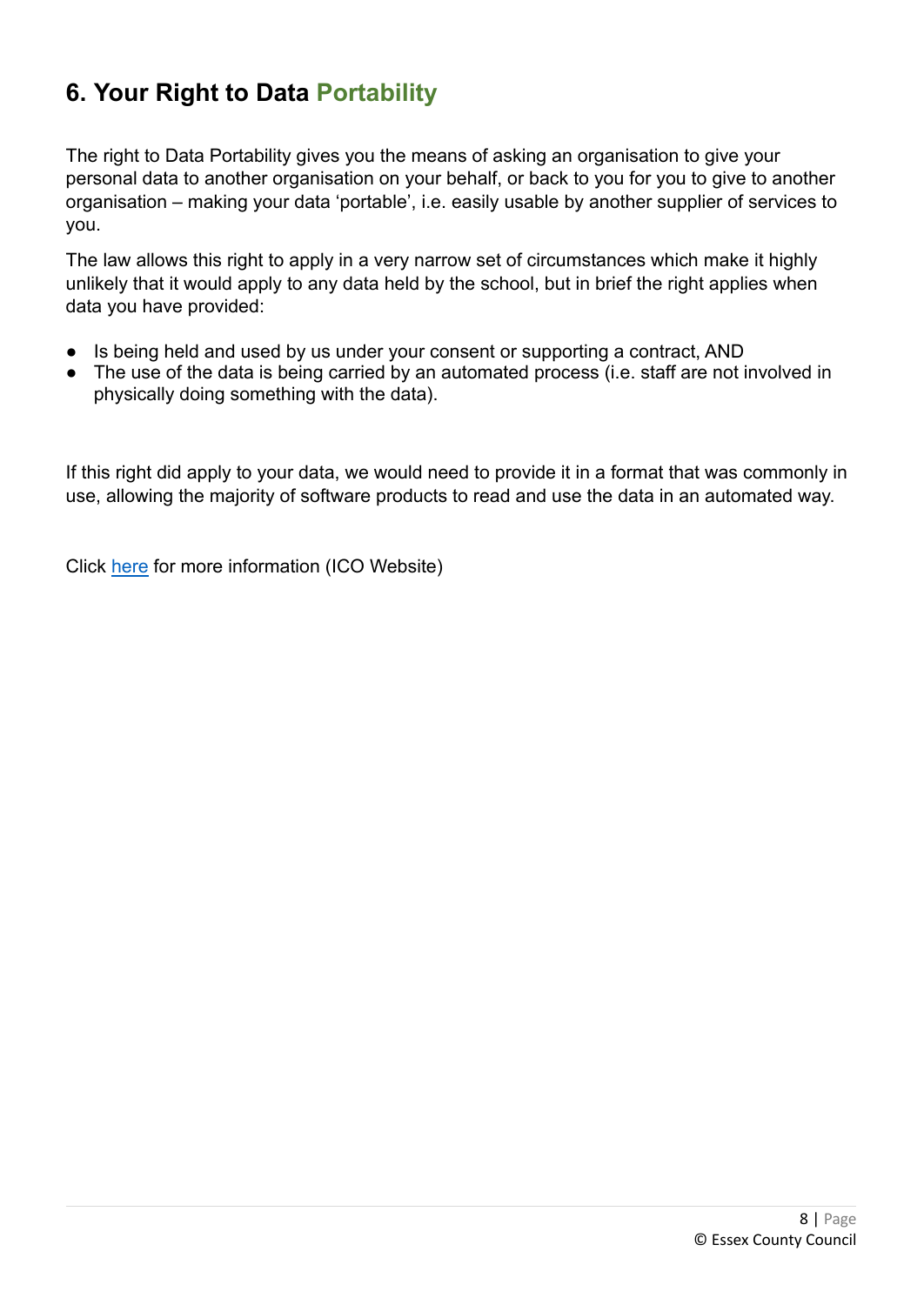## 6. Your Right to Data Portability

The right to Data Portability gives you the means of asking an organisation to give your personal data to another organisation on your behalf, or back to you for you to give to another organisation – making your data 'portable', i.e. easily usable by another supplier of services to you.

The law allows this right to apply in a very narrow set of circumstances which make it highly unlikely that it would apply to any data held by the school, but in brief the right applies when data you have provided:

- Is being held and used by us under your consent or supporting a contract, AND
- The use of the data is being carried by an automated process (i.e. staff are not involved in physically doing something with the data).

If this right did apply to your data, we would need to provide it in a format that was commonly in use, allowing the majority of software products to read and use the data in an automated way.

Click here for more information (ICO Website)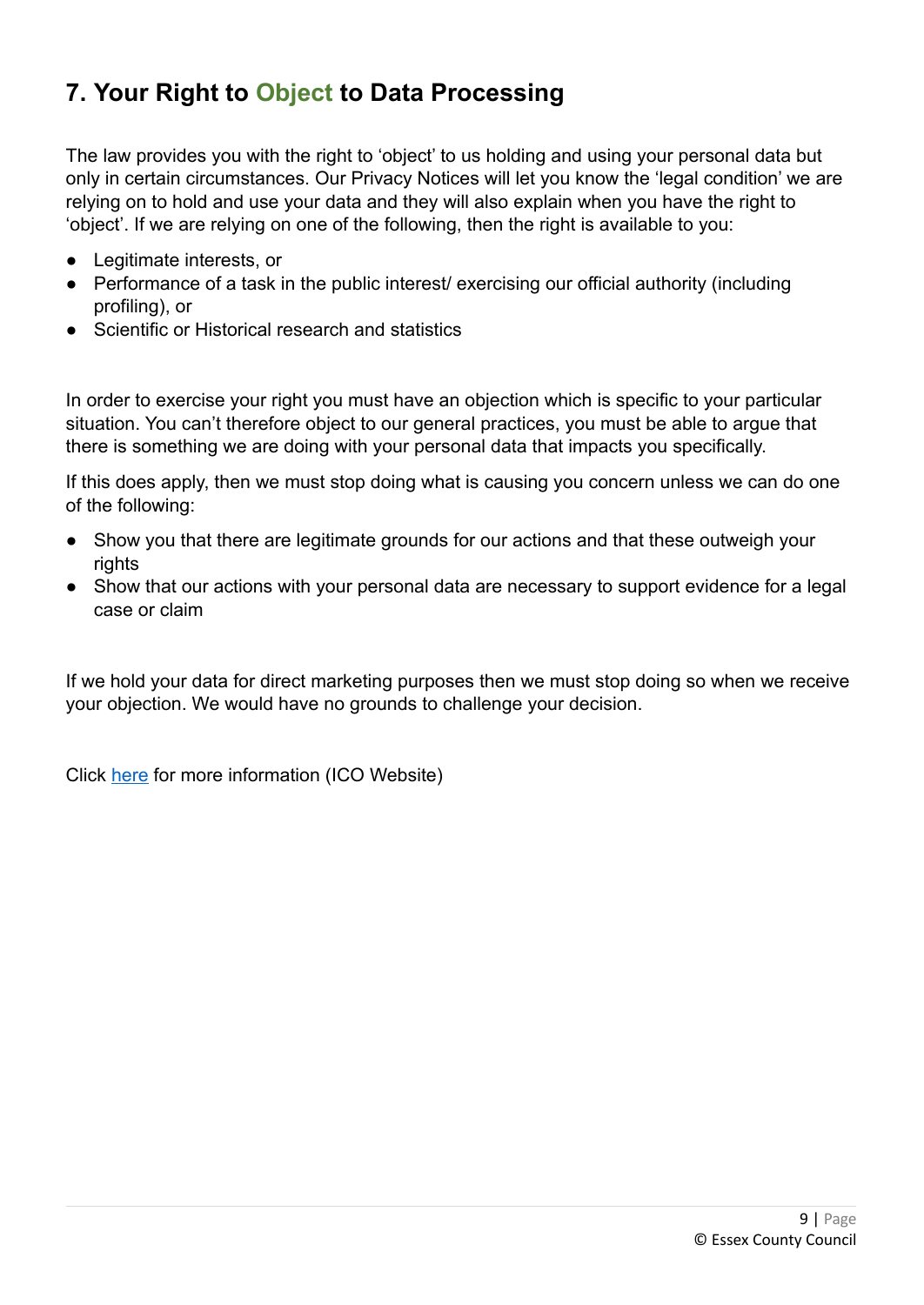## 7. Your Right to Object to Data Processing

The law provides you with the right to 'object' to us holding and using your personal data but only in certain circumstances. Our Privacy Notices will let you know the 'legal condition' we are relying on to hold and use your data and they will also explain when you have the right to 'object'. If we are relying on one of the following, then the right is available to you:

- Legitimate interests, or
- Performance of a task in the public interest/ exercising our official authority (including profiling), or
- Scientific or Historical research and statistics

In order to exercise your right you must have an objection which is specific to your particular situation. You can't therefore object to our general practices, you must be able to argue that there is something we are doing with your personal data that impacts you specifically.

If this does apply, then we must stop doing what is causing you concern unless we can do one of the following:

- Show you that there are legitimate grounds for our actions and that these outweigh your rights
- Show that our actions with your personal data are necessary to support evidence for a legal case or claim

If we hold your data for direct marketing purposes then we must stop doing so when we receive your objection. We would have no grounds to challenge your decision.

Click here for more information (ICO Website)

© Essex County Council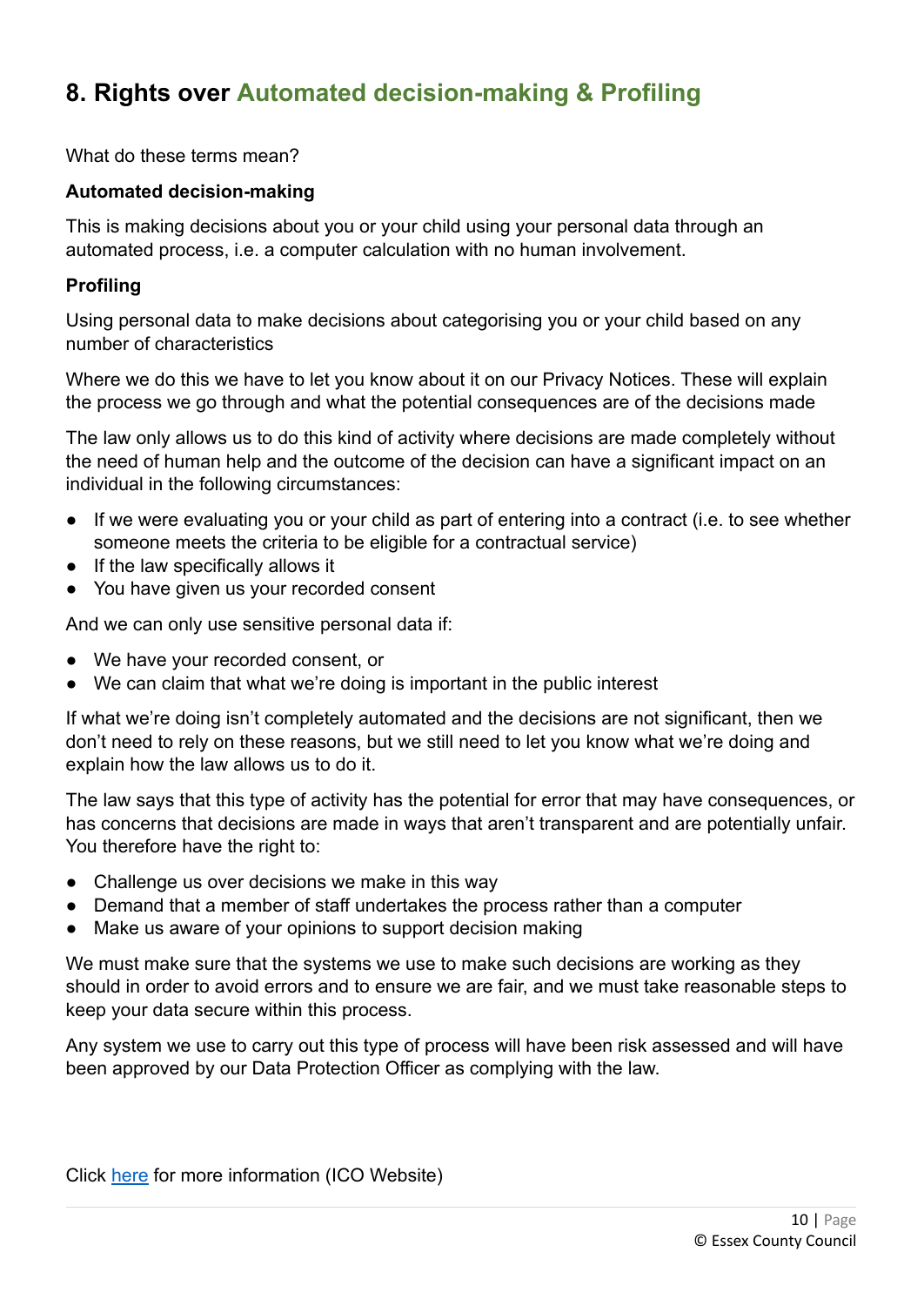## 8. Rights over Automated decision-making & Profiling

What do these terms mean?

**Automated decision-making**

This is making decisions about you or your child using your personal data through an automated process, i.e. a computer calculation with no human involvement.

**Profiling**

Using personal data to make decisions about categorising you or your child based on any number of characteristics

Where we do this we have to let you know about it on our Privacy Notices. These will explain the process we go through and what the potential consequences are of the decisions made

The law only allows us to do this kind of activity where decisions are made completely without the need of human help and the outcome of the decision can have a significant impact on an individual in the following circumstances:

- If we were evaluating you or your child as part of entering into a contract (i.e. to see whether someone meets the criteria to be eligible for a contractual service)
- If the law specifically allows it
- You have given us your recorded consent

And we can only use sensitive personal data if:

- We have your recorded consent, or
- We can claim that what we're doing is important in the public interest

If what we're doing isn't completely automated and the decisions are not significant, then we don't need to rely on these reasons, but we still need to let you know what we're doing and explain how the law allows us to do it.

The law says that this type of activity has the potential for error that may have consequences, or has concerns that decisions are made in ways that aren't transparent and are potentially unfair. You therefore have the right to:

- Challenge us over decisions we make in this way
- Demand that a member of staff undertakes the process rather than a computer
- Make us aware of your opinions to support decision making

We must make sure that the systems we use to make such decisions are working as they should in order to avoid errors and to ensure we are fair, and we must take reasonable steps to keep your data secure within this process.

Any system we use to carry out this type of process will have been risk assessed and will have been approved by our Data Protection Officer as complying with the law.

Click here for more information (ICO Website)

© Essex County Council